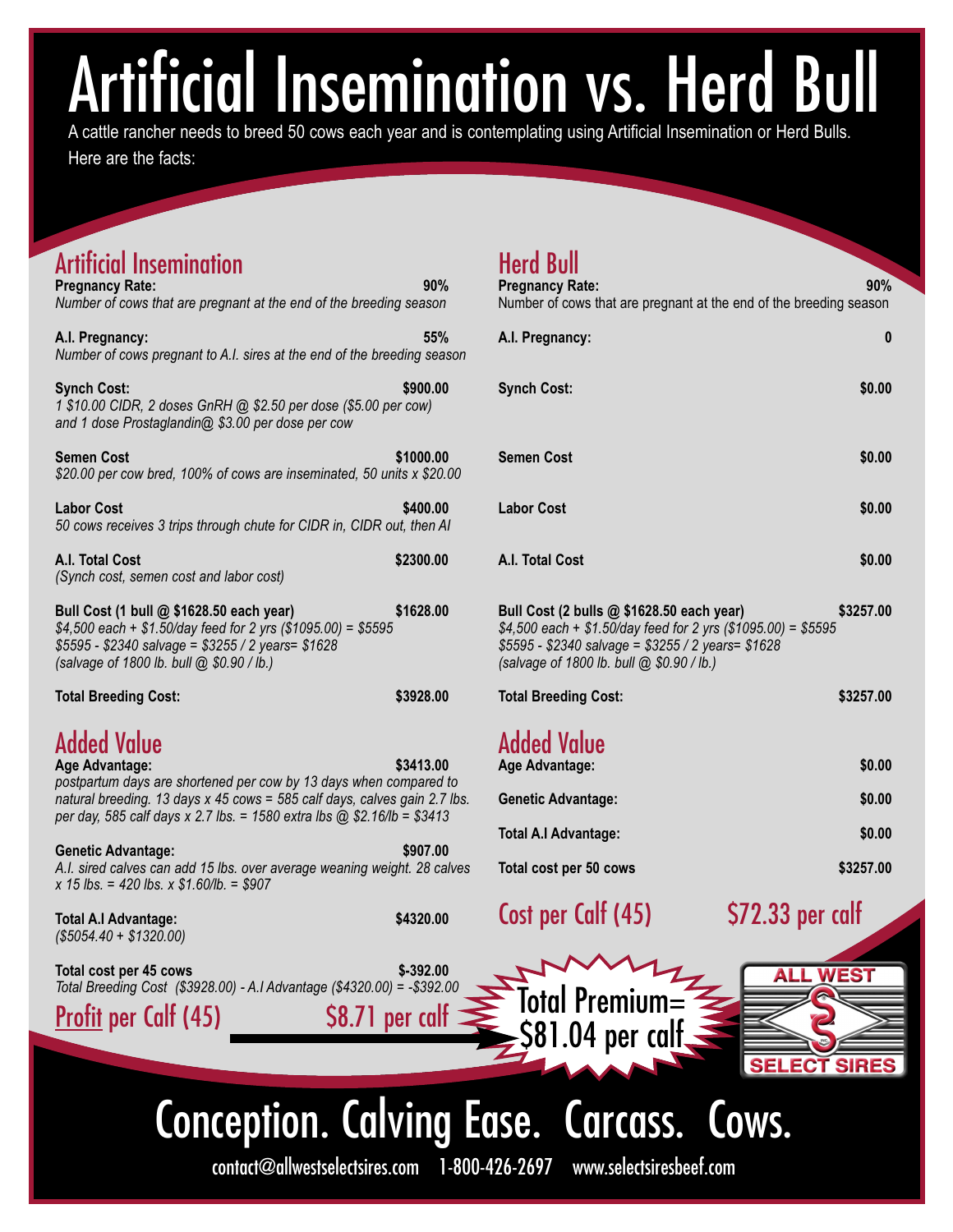# Artificial Insemination vs. Herd Bull

A cattle rancher needs to breed 50 cows each year and is contemplating using Artificial Insemination or Herd Bulls.

Here are the facts:

## Artificial Insemination

**Pregnancy Rate:** **90%**
*Number of cows that are pregnant at the end of the breeding season*

**A.I. Pregnancy:** **55%**
*Number of cows pregnant to A.I. sires at the end of the breeding season*

**Synch Cost:** **$900.00**
*1 $10.00 CIDR, 2 doses GnRH @ $2.50 per dose ($5.00 per cow) and 1 dose Prostaglandin@ $3.00 per dose per cow*

**Semen Cost** **$1000.00**
*$20.00 per cow bred, 100% of cows are inseminated, 50 units x $20.00*

**Labor Cost** **$400.00**
*50 cows receives 3 trips through chute for CIDR in, CIDR out, then AI*

**A.I. Total Cost** **$2300.00**
*(Synch cost, semen cost and labor cost)*

**Bull Cost (1 bull @ $1628.50 each year)** **$1628.00**
*$4,500 each + $1.50/day feed for 2 yrs ($1095.00) = $5595*
*$5595 - $2340 salvage = $3255 / 2 years= $1628*
*(salvage of 1800 lb. bull @ $0.90 / lb.)*

**Total Breeding Cost:** **$3928.00**

### Added Value

**Age Advantage:** **$3413.00**
*postpartum days are shortened per cow by 13 days when compared to natural breeding. 13 days x 45 cows = 585 calf days, calves gain 2.7 lbs. per day, 585 calf days x 2.7 lbs. = 1580 extra lbs @ $2.16/lb = $3413*

**Genetic Advantage:** **$907.00**
*A.I. sired calves can add 15 lbs. over average weaning weight. 28 calves x 15 lbs. = 420 lbs. x $1.60/lb. = $907*

**Total A.I Advantage:** **$4320.00**
*($5054.40 + $1320.00)*

**Total cost per 45 cows** **$-392.00**
*Total Breeding Cost ($3928.00) - A.I Advantage ($4320.00) = -$392.00*

**Profit per Calf (45)** **$8.71 per calf**

## Herd Bull

**Pregnancy Rate:** **90%**
Number of cows that are pregnant at the end of the breeding season

**A.I. Pregnancy:** **0**

**Synch Cost:** **$0.00**

**Semen Cost** **$0.00**

**Labor Cost** **$0.00**

**A.I. Total Cost** **$0.00**

**Bull Cost (2 bulls @ $1628.50 each year)** **$3257.00**
*$4,500 each + $1.50/day feed for 2 yrs ($1095.00) = $5595*
*$5595 - $2340 salvage = $3255 / 2 years= $1628*
*(salvage of 1800 lb. bull @ $0.90 / lb.)*

**Total Breeding Cost:** **$3257.00**

### Added Value

**Age Advantage:** **$0.00**

**Genetic Advantage:** **$0.00**

**Total A.I Advantage:** **$0.00**

**Total cost per 50 cows** **$3257.00**

**Cost per Calf (45)** **$72.33 per calf**

**Total Premium= $81.04 per calf**

ALL WEST SELECT SIRES

## Conception. Calving Ease. Carcass. Cows.

contact@allwestselectsires.com 1-800-426-2697 www.selectsiresbeef.com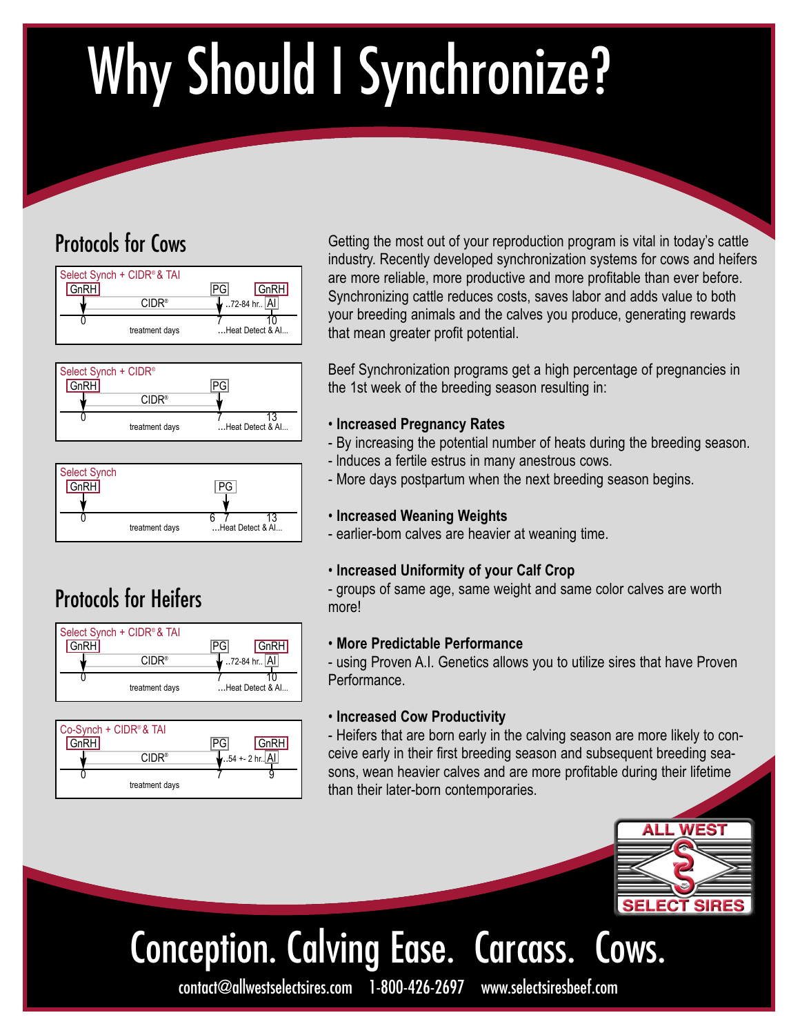# Why Should I Synchronize?

## Protocols for Cows

Select Synch + CIDR® & TAI

GnRH
PG
GnRH
CIDR®
..72-84 hr..
AI
0
7
10
treatment days
...Heat Detect & AI...

Select Synch + CIDR®

GnRH
PG
CIDR®
0
7
13
treatment days
...Heat Detect & AI...

Select Synch

GnRH
PG
0
6
7
13
treatment days
...Heat Detect & AI...

## Protocols for Heifers

Select Synch + CIDR® & TAI

GnRH
PG
GnRH
CIDR®
..72-84 hr..
AI
0
7
10
treatment days
...Heat Detect & AI...

Co-Synch + CIDR® & TAI

GnRH
PG
GnRH
CIDR®
..54 +- 2 hr..
AI
0
7
9
treatment days

Getting the most out of your reproduction program is vital in today's cattle industry. Recently developed synchronization systems for cows and heifers are more reliable, more productive and more profitable than ever before. Synchronizing cattle reduces costs, saves labor and adds value to both your breeding animals and the calves you produce, generating rewards that mean greater profit potential.

Beef Synchronization programs get a high percentage of pregnancies in the 1st week of the breeding season resulting in:

• **Increased Pregnancy Rates**
- By increasing the potential number of heats during the breeding season.
- Induces a fertile estrus in many anestrous cows.
- More days postpartum when the next breeding season begins.

• **Increased Weaning Weights**
- earlier-bom calves are heavier at weaning time.

• **Increased Uniformity of your Calf Crop**
- groups of same age, same weight and same color calves are worth more!

• **More Predictable Performance**
- using Proven A.I. Genetics allows you to utilize sires that have Proven Performance.

• **Increased Cow Productivity**
- Heifers that are born early in the calving season are more likely to conceive early in their first breeding season and subsequent breeding seasons, wean heavier calves and are more profitable during their lifetime than their later-born contemporaries.

ALL WEST SELECT SIRES

Conception. Calving Ease. Carcass. Cows.

contact@allwestselectsires.com 1-800-426-2697 www.selectsiresbeef.com